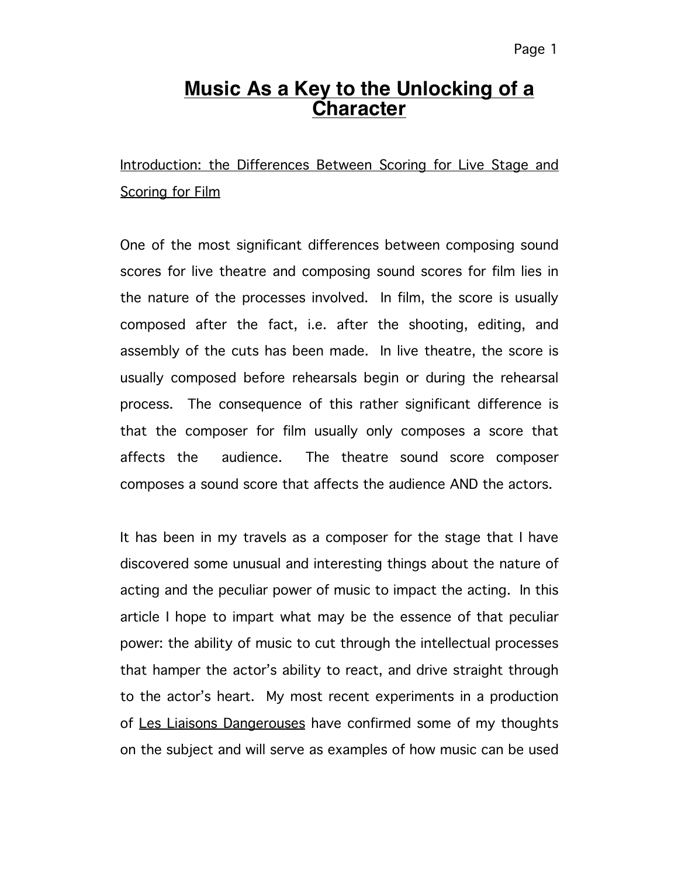# Music As a Key to the Unlocking of a Character

## Introduction: the Differences Between Scoring for Live Stage and Scoring for Film

One of the most significant differences between composing sound scores for live theatre and composing sound scores for film lies in the nature of the processes involved. In film, the score is usually composed after the fact, i.e. after the shooting, editing, and assembly of the cuts has been made. In live theatre, the score is usually composed before rehearsals begin or during the rehearsal process. The consequence of this rather significant difference is that the composer for film usually only composes a score that affects the audience. The theatre sound score composer composes a sound score that affects the audience AND the actors.

It has been in my travels as a composer for the stage that I have discovered some unusual and interesting things about the nature of acting and the peculiar power of music to impact the acting. In this article I hope to impart what may be the essence of that peculiar power: the ability of music to cut through the intellectual processes that hamper the actor's ability to react, and drive straight through to the actor's heart. My most recent experiments in a production of Les Liaisons Dangerouses have confirmed some of my thoughts on the subject and will serve as examples of how music can be used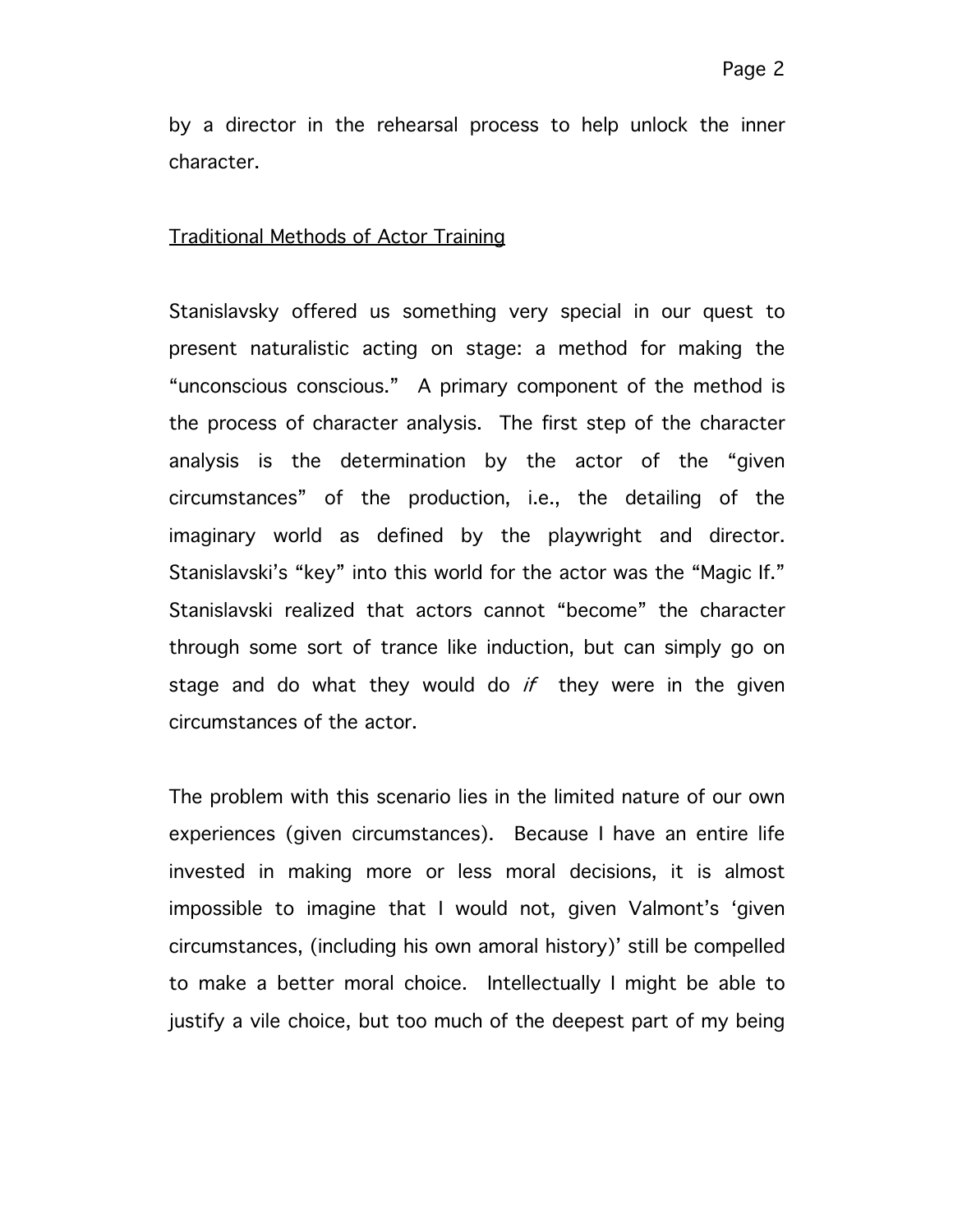by a director in the rehearsal process to help unlock the inner character.

Traditional Methods of Actor Training

Stanislavsky offered us something very special in our quest to present naturalistic acting on stage: a method for making the "unconscious conscious." A primary component of the method is the process of character analysis. The first step of the character analysis is the determination by the actor of the "given circumstances" of the production, i.e., the detailing of the imaginary world as defined by the playwright and director. Stanislavski's "key" into this world for the actor was the "Magic If." Stanislavski realized that actors cannot "become" the character through some sort of trance like induction, but can simply go on stage and do what they would do *if* they were in the given circumstances of the actor.

The problem with this scenario lies in the limited nature of our own experiences (given circumstances). Because I have an entire life invested in making more or less moral decisions, it is almost impossible to imagine that I would not, given Valmont's 'given circumstances, (including his own amoral history)' still be compelled to make a better moral choice. Intellectually I might be able to justify a vile choice, but too much of the deepest part of my being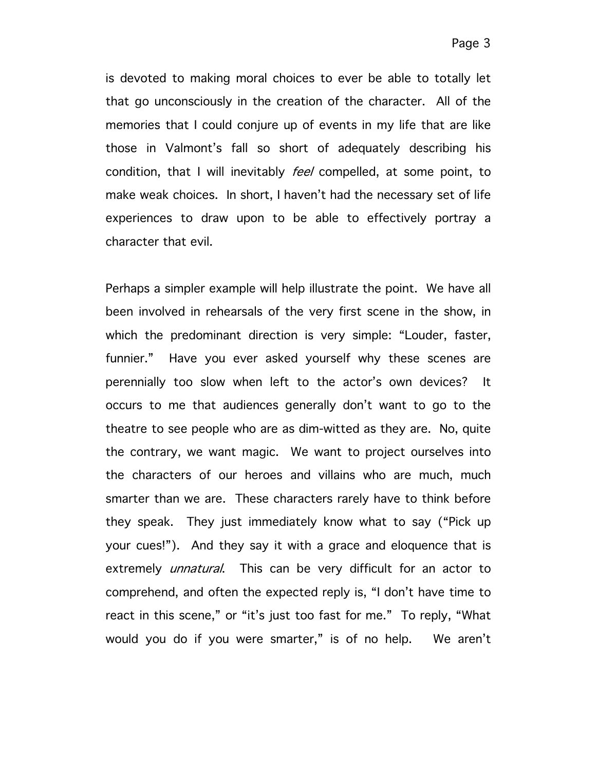is devoted to making moral choices to ever be able to totally let that go unconsciously in the creation of the character. All of the memories that I could conjure up of events in my life that are like those in Valmont's fall so short of adequately describing his condition, that I will inevitably *feel* compelled, at some point, to make weak choices. In short, I haven't had the necessary set of life experiences to draw upon to be able to effectively portray a character that evil.

Perhaps a simpler example will help illustrate the point. We have all been involved in rehearsals of the very first scene in the show, in which the predominant direction is very simple: "Louder, faster, funnier." Have you ever asked yourself why these scenes are perennially too slow when left to the actor's own devices? It occurs to me that audiences generally don't want to go to the theatre to see people who are as dim-witted as they are. No, quite the contrary, we want magic. We want to project ourselves into the characters of our heroes and villains who are much, much smarter than we are. These characters rarely have to think before they speak. They just immediately know what to say ("Pick up your cues!"). And they say it with a grace and eloquence that is extremely *unnatural*. This can be very difficult for an actor to comprehend, and often the expected reply is, "I don't have time to react in this scene," or "it's just too fast for me." To reply, "What would you do if you were smarter," is of no help. We aren't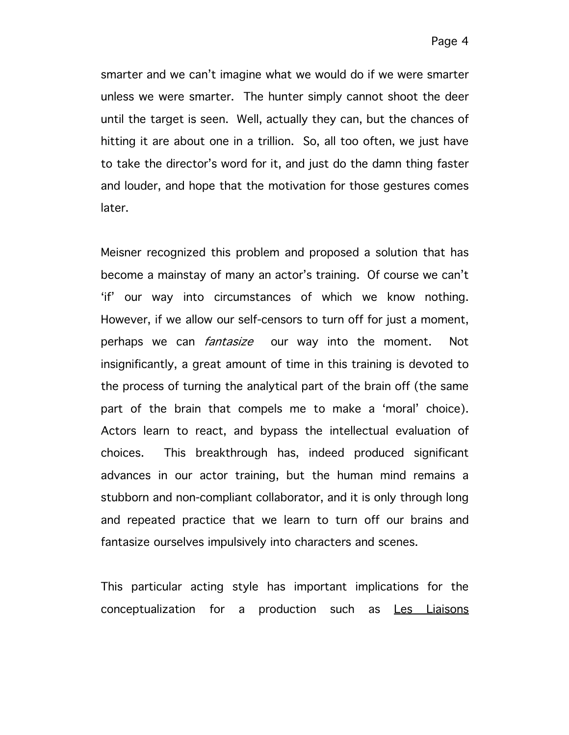smarter and we can't imagine what we would do if we were smarter unless we were smarter. The hunter simply cannot shoot the deer until the target is seen. Well, actually they can, but the chances of hitting it are about one in a trillion. So, all too often, we just have to take the director's word for it, and just do the damn thing faster and louder, and hope that the motivation for those gestures comes later.

Meisner recognized this problem and proposed a solution that has become a mainstay of many an actor's training. Of course we can't 'if' our way into circumstances of which we know nothing. However, if we allow our self-censors to turn off for just a moment, perhaps we can *fantasize* our way into the moment. Not insignificantly, a great amount of time in this training is devoted to the process of turning the analytical part of the brain off (the same part of the brain that compels me to make a 'moral' choice). Actors learn to react, and bypass the intellectual evaluation of choices. This breakthrough has, indeed produced significant advances in our actor training, but the human mind remains a stubborn and non-compliant collaborator, and it is only through long and repeated practice that we learn to turn off our brains and fantasize ourselves impulsively into characters and scenes.

This particular acting style has important implications for the conceptualization for a production such as <u>Les Liaisons</u>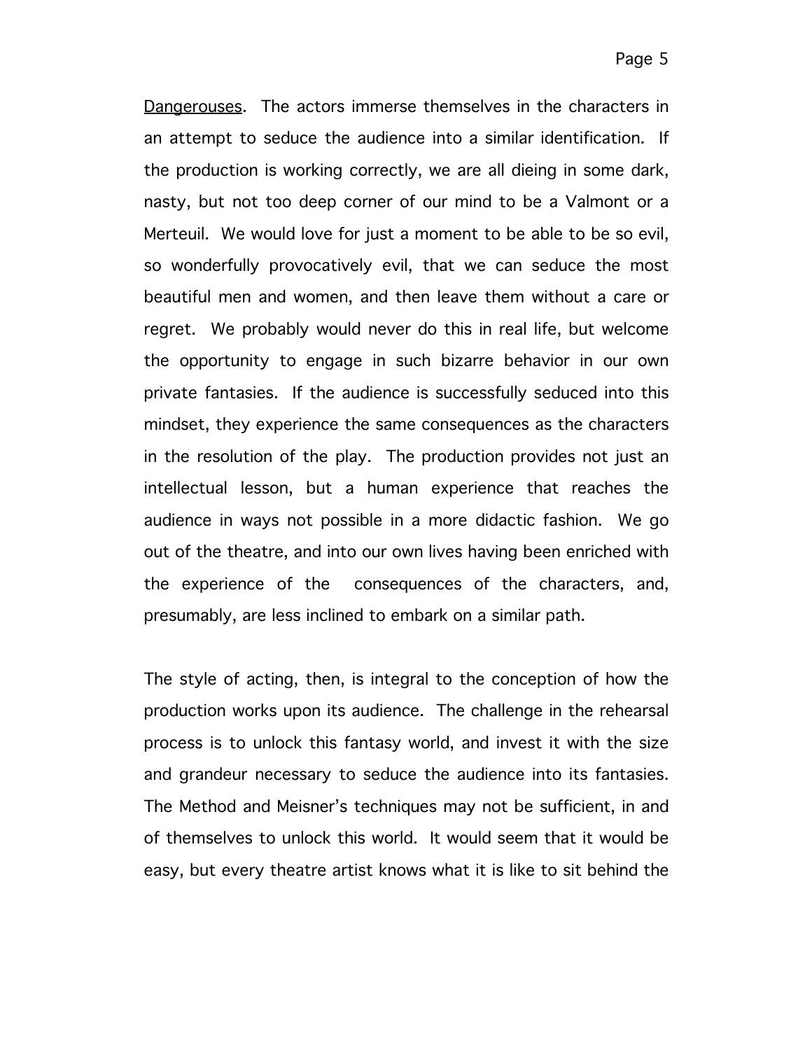Dangerouses. The actors immerse themselves in the characters in an attempt to seduce the audience into a similar identification. If the production is working correctly, we are all dieing in some dark, nasty, but not too deep corner of our mind to be a Valmont or a Merteuil. We would love for just a moment to be able to be so evil, so wonderfully provocatively evil, that we can seduce the most beautiful men and women, and then leave them without a care or regret. We probably would never do this in real life, but welcome the opportunity to engage in such bizarre behavior in our own private fantasies. If the audience is successfully seduced into this mindset, they experience the same consequences as the characters in the resolution of the play. The production provides not just an intellectual lesson, but a human experience that reaches the audience in ways not possible in a more didactic fashion. We go out of the theatre, and into our own lives having been enriched with the experience of the consequences of the characters, and, presumably, are less inclined to embark on a similar path.

The style of acting, then, is integral to the conception of how the production works upon its audience. The challenge in the rehearsal process is to unlock this fantasy world, and invest it with the size and grandeur necessary to seduce the audience into its fantasies. The Method and Meisner's techniques may not be sufficient, in and of themselves to unlock this world. It would seem that it would be easy, but every theatre artist knows what it is like to sit behind the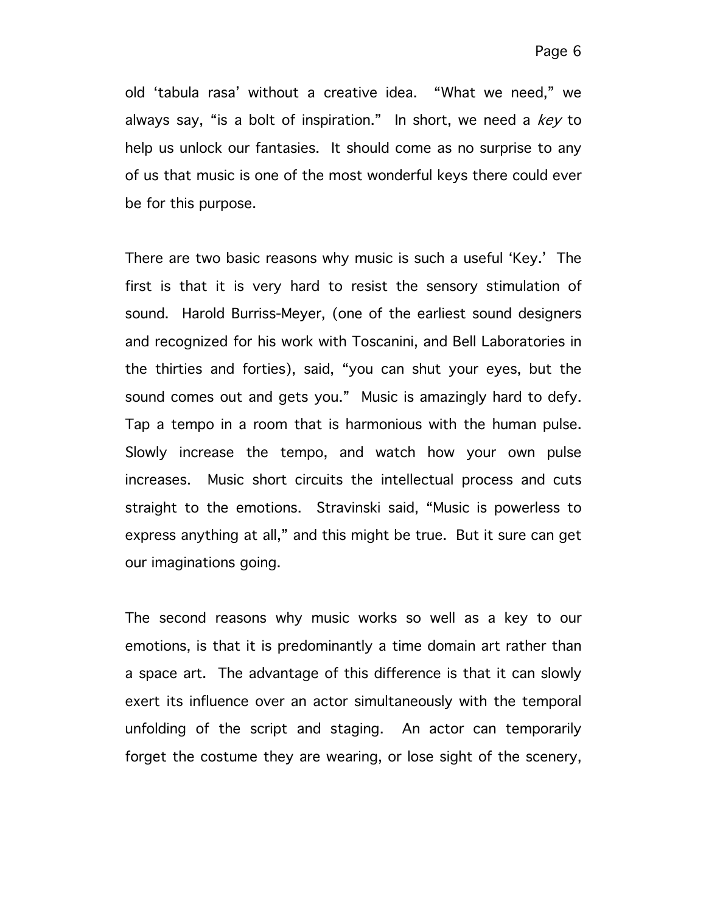old ‘tabula rasa’ without a creative idea. “What we need,” we always say, “is a bolt of inspiration.” In short, we need a *key* to help us unlock our fantasies. It should come as no surprise to any of us that music is one of the most wonderful keys there could ever be for this purpose.

There are two basic reasons why music is such a useful ‘Key.’ The first is that it is very hard to resist the sensory stimulation of sound. Harold Burriss-Meyer, (one of the earliest sound designers and recognized for his work with Toscanini, and Bell Laboratories in the thirties and forties), said, “you can shut your eyes, but the sound comes out and gets you.” Music is amazingly hard to defy. Tap a tempo in a room that is harmonious with the human pulse. Slowly increase the tempo, and watch how your own pulse increases. Music short circuits the intellectual process and cuts straight to the emotions. Stravinski said, “Music is powerless to express anything at all,” and this might be true. But it sure can get our imaginations going.

The second reasons why music works so well as a key to our emotions, is that it is predominantly a time domain art rather than a space art. The advantage of this difference is that it can slowly exert its influence over an actor simultaneously with the temporal unfolding of the script and staging. An actor can temporarily forget the costume they are wearing, or lose sight of the scenery,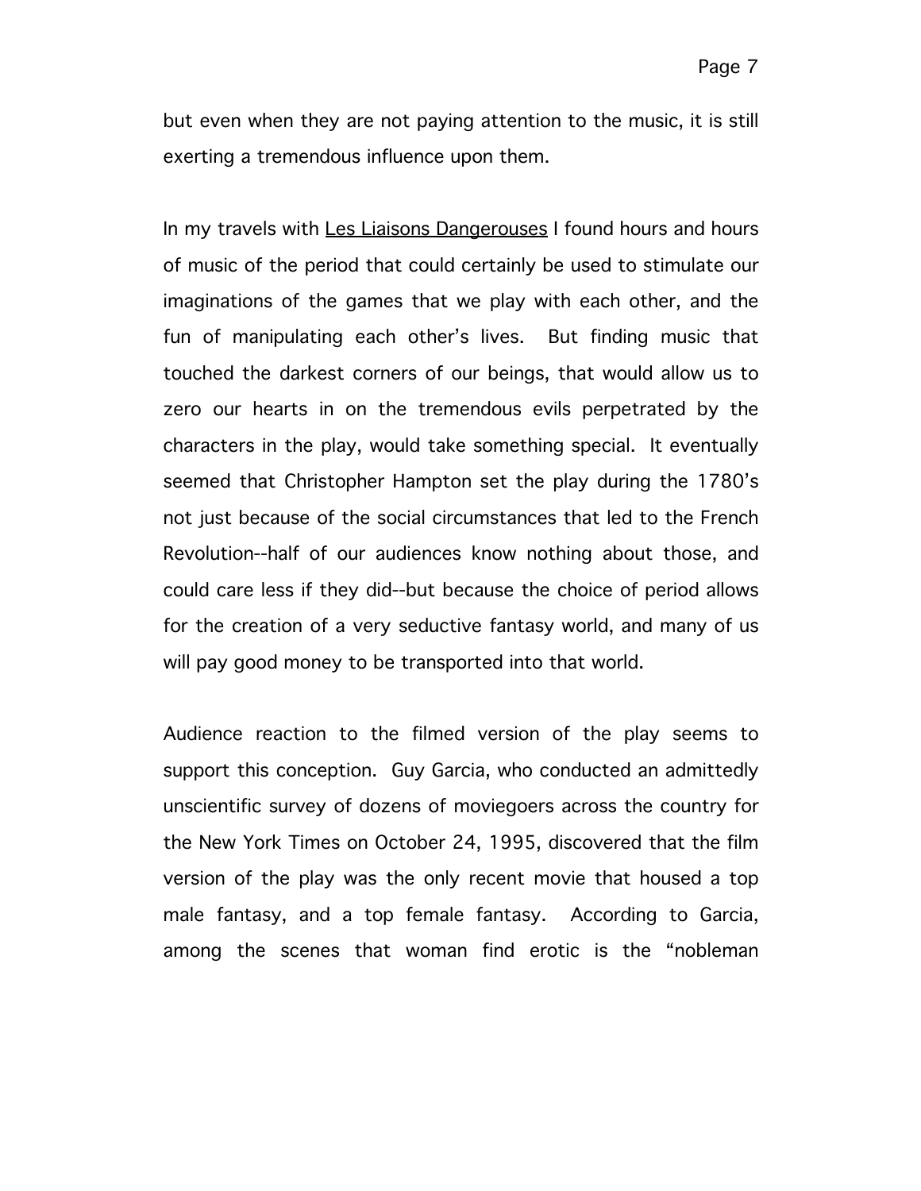but even when they are not paying attention to the music, it is still exerting a tremendous influence upon them.

In my travels with <u>Les Liaisons Dangerouses</u> I found hours and hours of music of the period that could certainly be used to stimulate our imaginations of the games that we play with each other, and the fun of manipulating each other's lives. But finding music that touched the darkest corners of our beings, that would allow us to zero our hearts in on the tremendous evils perpetrated by the characters in the play, would take something special. It eventually seemed that Christopher Hampton set the play during the 1780's not just because of the social circumstances that led to the French Revolution--half of our audiences know nothing about those, and could care less if they did--but because the choice of period allows for the creation of a very seductive fantasy world, and many of us will pay good money to be transported into that world.

Audience reaction to the filmed version of the play seems to support this conception. Guy Garcia, who conducted an admittedly unscientific survey of dozens of moviegoers across the country for the New York Times on October 24, 1995, discovered that the film version of the play was the only recent movie that housed a top male fantasy, and a top female fantasy. According to Garcia, among the scenes that woman find erotic is the "nobleman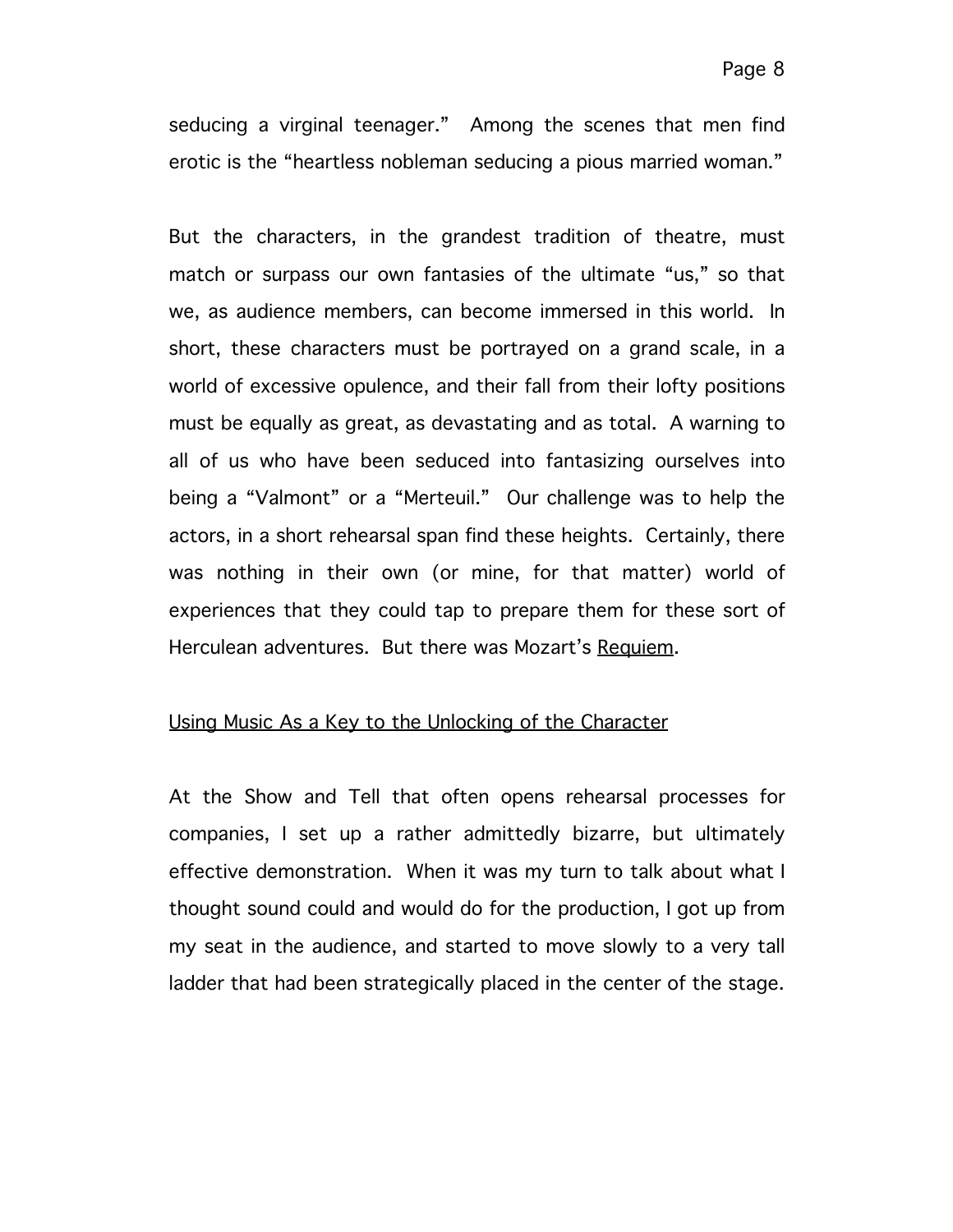seducing a virginal teenager." Among the scenes that men find erotic is the "heartless nobleman seducing a pious married woman."

But the characters, in the grandest tradition of theatre, must match or surpass our own fantasies of the ultimate "us," so that we, as audience members, can become immersed in this world. In short, these characters must be portrayed on a grand scale, in a world of excessive opulence, and their fall from their lofty positions must be equally as great, as devastating and as total. A warning to all of us who have been seduced into fantasizing ourselves into being a "Valmont" or a "Merteuil." Our challenge was to help the actors, in a short rehearsal span find these heights. Certainly, there was nothing in their own (or mine, for that matter) world of experiences that they could tap to prepare them for these sort of Herculean adventures. But there was Mozart's <u>Requiem</u>.

<u>Using Music As a Key to the Unlocking of the Character</u>

At the Show and Tell that often opens rehearsal processes for companies, I set up a rather admittedly bizarre, but ultimately effective demonstration. When it was my turn to talk about what I thought sound could and would do for the production, I got up from my seat in the audience, and started to move slowly to a very tall ladder that had been strategically placed in the center of the stage.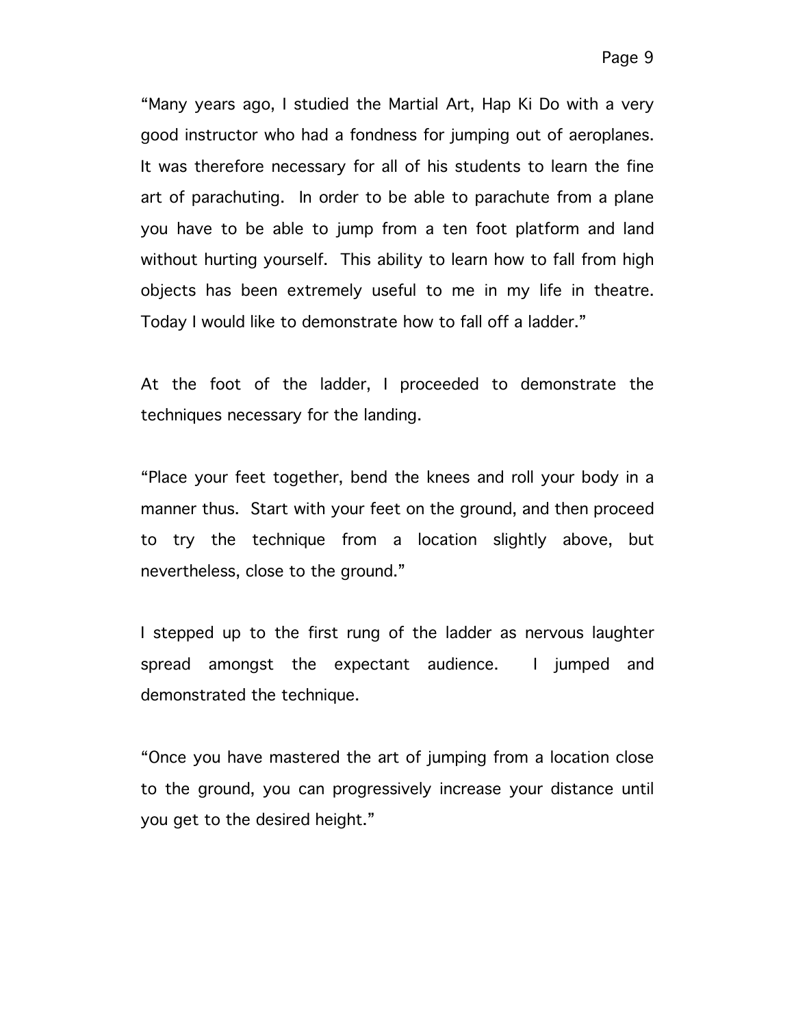"Many years ago, I studied the Martial Art, Hap Ki Do with a very good instructor who had a fondness for jumping out of aeroplanes. It was therefore necessary for all of his students to learn the fine art of parachuting. In order to be able to parachute from a plane you have to be able to jump from a ten foot platform and land without hurting yourself. This ability to learn how to fall from high objects has been extremely useful to me in my life in theatre. Today I would like to demonstrate how to fall off a ladder."

At the foot of the ladder, I proceeded to demonstrate the techniques necessary for the landing.

"Place your feet together, bend the knees and roll your body in a manner thus. Start with your feet on the ground, and then proceed to try the technique from a location slightly above, but nevertheless, close to the ground."

I stepped up to the first rung of the ladder as nervous laughter spread amongst the expectant audience. I jumped and demonstrated the technique.

"Once you have mastered the art of jumping from a location close to the ground, you can progressively increase your distance until you get to the desired height."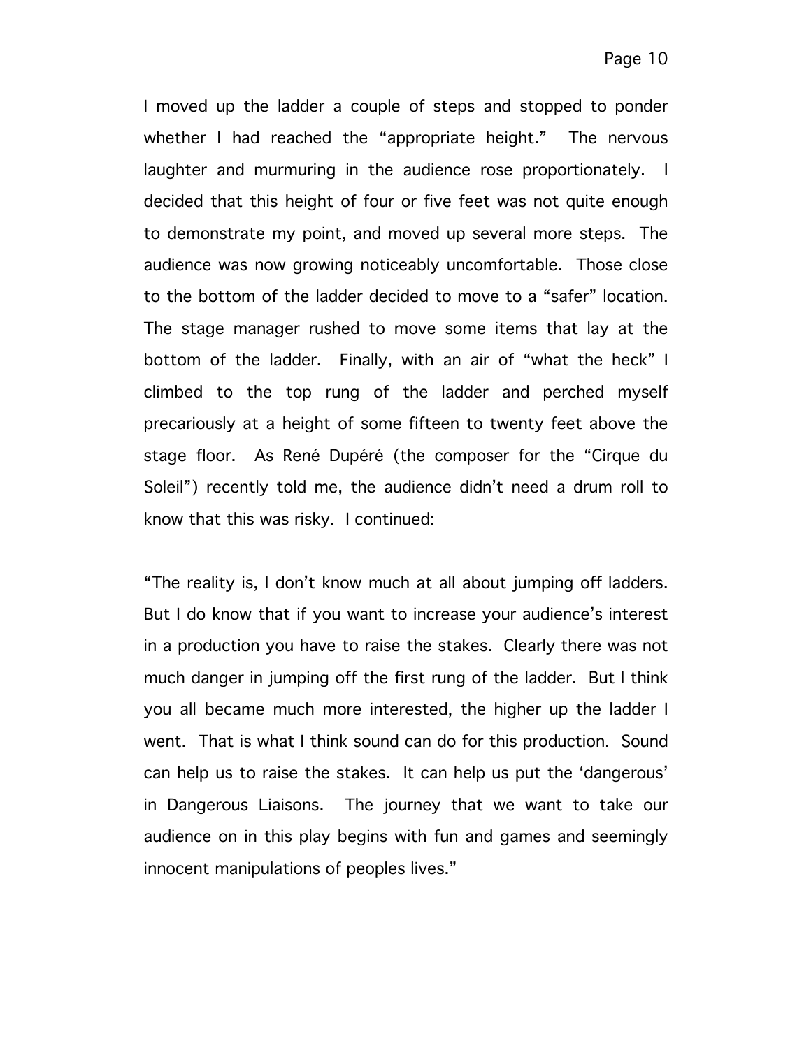I moved up the ladder a couple of steps and stopped to ponder whether I had reached the "appropriate height." The nervous laughter and murmuring in the audience rose proportionately. I decided that this height of four or five feet was not quite enough to demonstrate my point, and moved up several more steps. The audience was now growing noticeably uncomfortable. Those close to the bottom of the ladder decided to move to a "safer" location. The stage manager rushed to move some items that lay at the bottom of the ladder. Finally, with an air of "what the heck" I climbed to the top rung of the ladder and perched myself precariously at a height of some fifteen to twenty feet above the stage floor. As René Dupéré (the composer for the "Cirque du Soleil") recently told me, the audience didn't need a drum roll to know that this was risky. I continued:

"The reality is, I don't know much at all about jumping off ladders. But I do know that if you want to increase your audience's interest in a production you have to raise the stakes. Clearly there was not much danger in jumping off the first rung of the ladder. But I think you all became much more interested, the higher up the ladder I went. That is what I think sound can do for this production. Sound can help us to raise the stakes. It can help us put the 'dangerous' in Dangerous Liaisons. The journey that we want to take our audience on in this play begins with fun and games and seemingly innocent manipulations of peoples lives."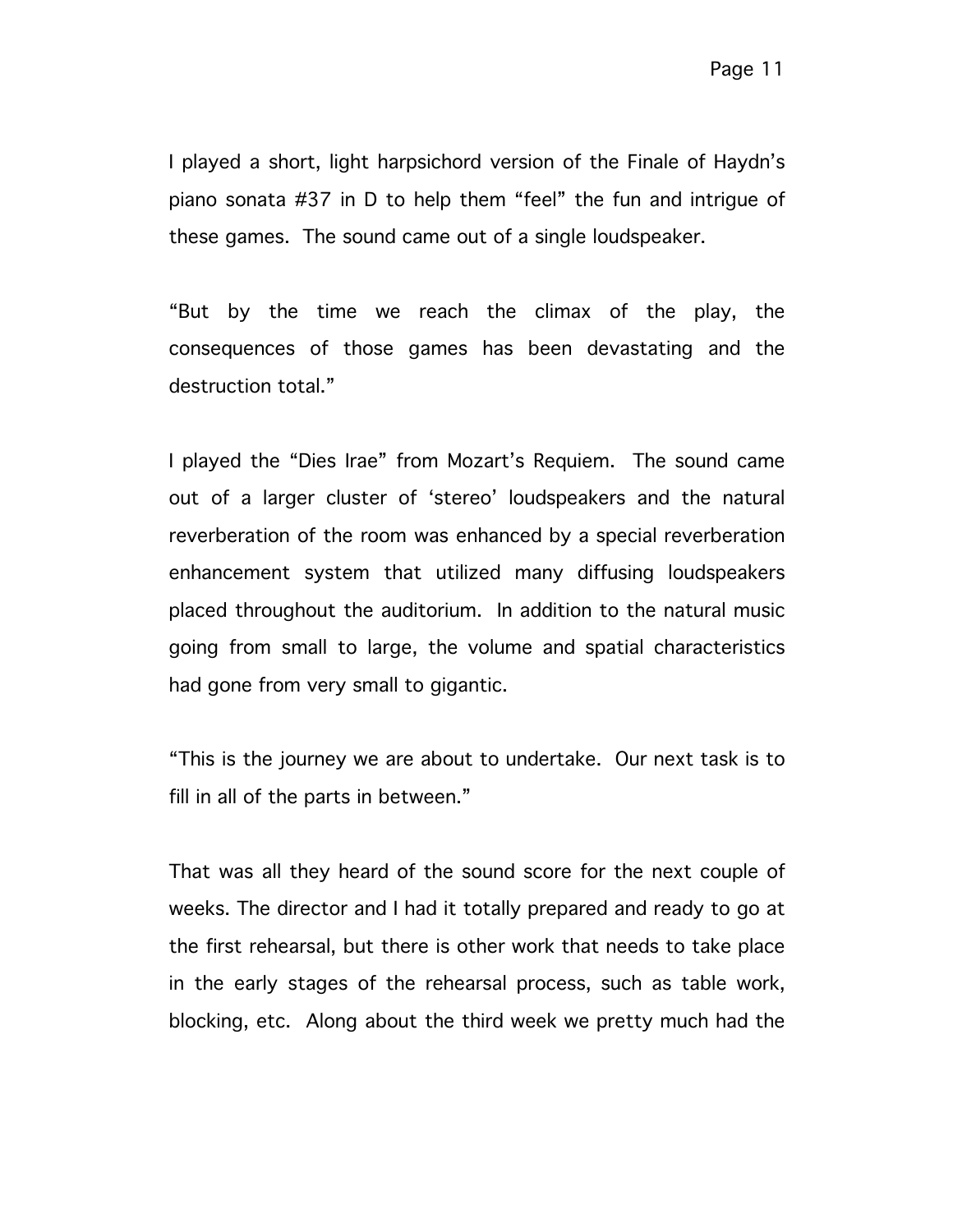I played a short, light harpsichord version of the Finale of Haydn's piano sonata #37 in D to help them "feel" the fun and intrigue of these games. The sound came out of a single loudspeaker.

"But by the time we reach the climax of the play, the consequences of those games has been devastating and the destruction total."

I played the "Dies Irae" from Mozart's Requiem. The sound came out of a larger cluster of 'stereo' loudspeakers and the natural reverberation of the room was enhanced by a special reverberation enhancement system that utilized many diffusing loudspeakers placed throughout the auditorium. In addition to the natural music going from small to large, the volume and spatial characteristics had gone from very small to gigantic.

"This is the journey we are about to undertake. Our next task is to fill in all of the parts in between."

That was all they heard of the sound score for the next couple of weeks. The director and I had it totally prepared and ready to go at the first rehearsal, but there is other work that needs to take place in the early stages of the rehearsal process, such as table work, blocking, etc. Along about the third week we pretty much had the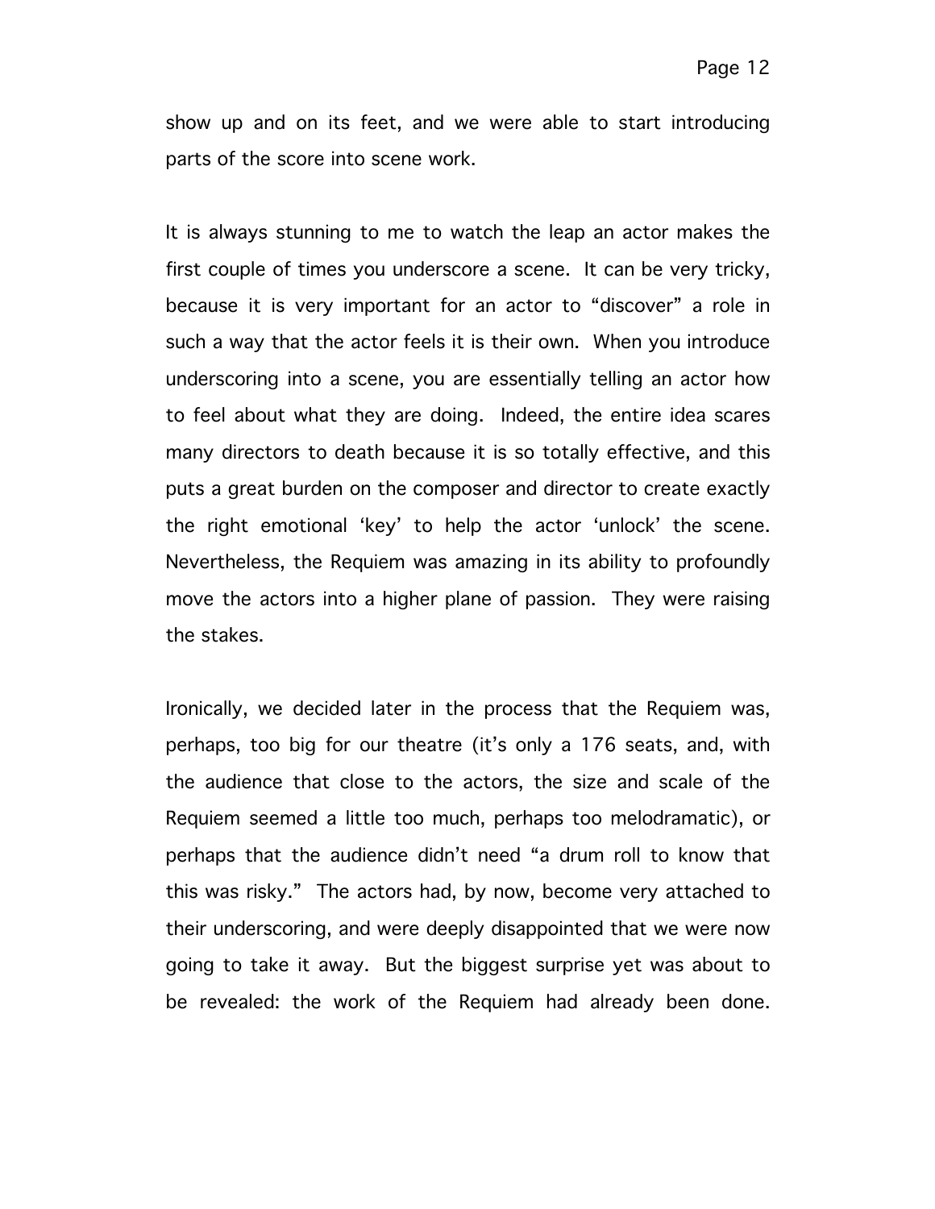show up and on its feet, and we were able to start introducing parts of the score into scene work.

It is always stunning to me to watch the leap an actor makes the first couple of times you underscore a scene. It can be very tricky, because it is very important for an actor to "discover" a role in such a way that the actor feels it is their own. When you introduce underscoring into a scene, you are essentially telling an actor how to feel about what they are doing. Indeed, the entire idea scares many directors to death because it is so totally effective, and this puts a great burden on the composer and director to create exactly the right emotional 'key' to help the actor 'unlock' the scene. Nevertheless, the Requiem was amazing in its ability to profoundly move the actors into a higher plane of passion. They were raising the stakes.

Ironically, we decided later in the process that the Requiem was, perhaps, too big for our theatre (it's only a 176 seats, and, with the audience that close to the actors, the size and scale of the Requiem seemed a little too much, perhaps too melodramatic), or perhaps that the audience didn't need "a drum roll to know that this was risky." The actors had, by now, become very attached to their underscoring, and were deeply disappointed that we were now going to take it away. But the biggest surprise yet was about to be revealed: the work of the Requiem had already been done.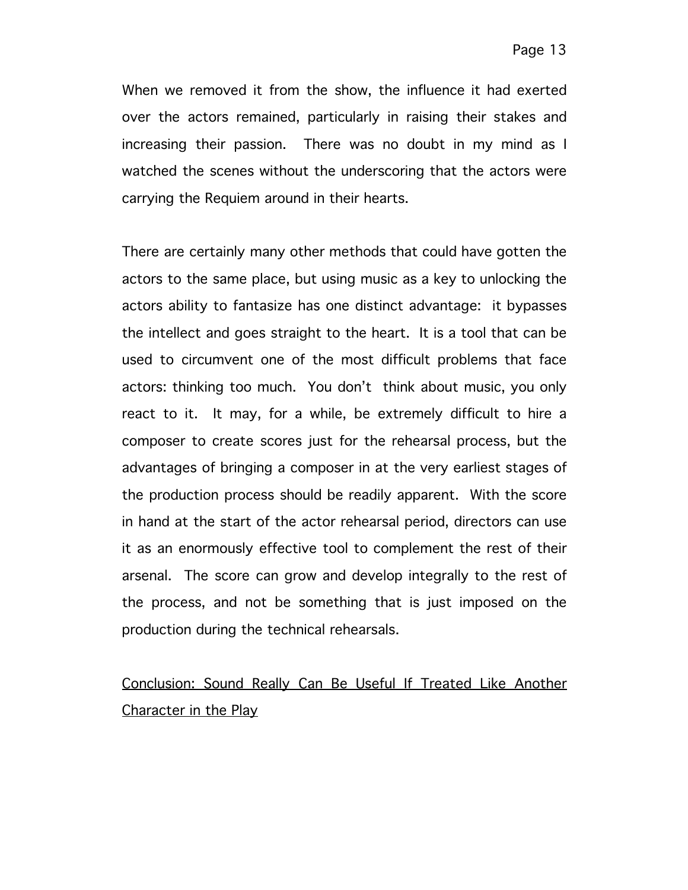When we removed it from the show, the influence it had exerted over the actors remained, particularly in raising their stakes and increasing their passion. There was no doubt in my mind as I watched the scenes without the underscoring that the actors were carrying the Requiem around in their hearts.

There are certainly many other methods that could have gotten the actors to the same place, but using music as a key to unlocking the actors ability to fantasize has one distinct advantage: it bypasses the intellect and goes straight to the heart. It is a tool that can be used to circumvent one of the most difficult problems that face actors: thinking too much. You don't think about music, you only react to it. It may, for a while, be extremely difficult to hire a composer to create scores just for the rehearsal process, but the advantages of bringing a composer in at the very earliest stages of the production process should be readily apparent. With the score in hand at the start of the actor rehearsal period, directors can use it as an enormously effective tool to complement the rest of their arsenal. The score can grow and develop integrally to the rest of the process, and not be something that is just imposed on the production during the technical rehearsals.

## Conclusion: Sound Really Can Be Useful If Treated Like Another Character in the Play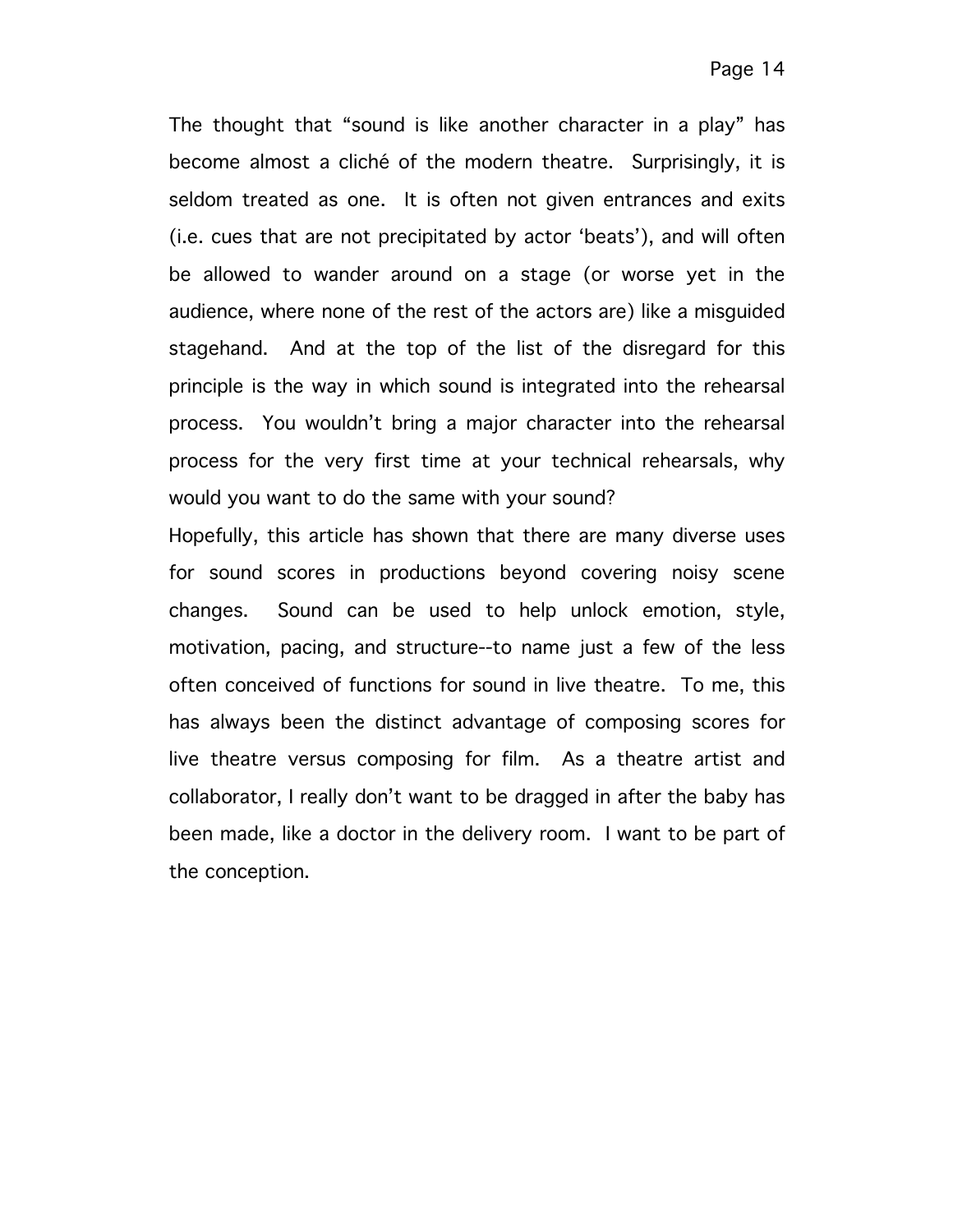The thought that “sound is like another character in a play” has become almost a cliché of the modern theatre. Surprisingly, it is seldom treated as one. It is often not given entrances and exits (i.e. cues that are not precipitated by actor ‘beats’), and will often be allowed to wander around on a stage (or worse yet in the audience, where none of the rest of the actors are) like a misguided stagehand. And at the top of the list of the disregard for this principle is the way in which sound is integrated into the rehearsal process. You wouldn’t bring a major character into the rehearsal process for the very first time at your technical rehearsals, why would you want to do the same with your sound?

Hopefully, this article has shown that there are many diverse uses for sound scores in productions beyond covering noisy scene changes. Sound can be used to help unlock emotion, style, motivation, pacing, and structure--to name just a few of the less often conceived of functions for sound in live theatre. To me, this has always been the distinct advantage of composing scores for live theatre versus composing for film. As a theatre artist and collaborator, I really don’t want to be dragged in after the baby has been made, like a doctor in the delivery room. I want to be part of the conception.